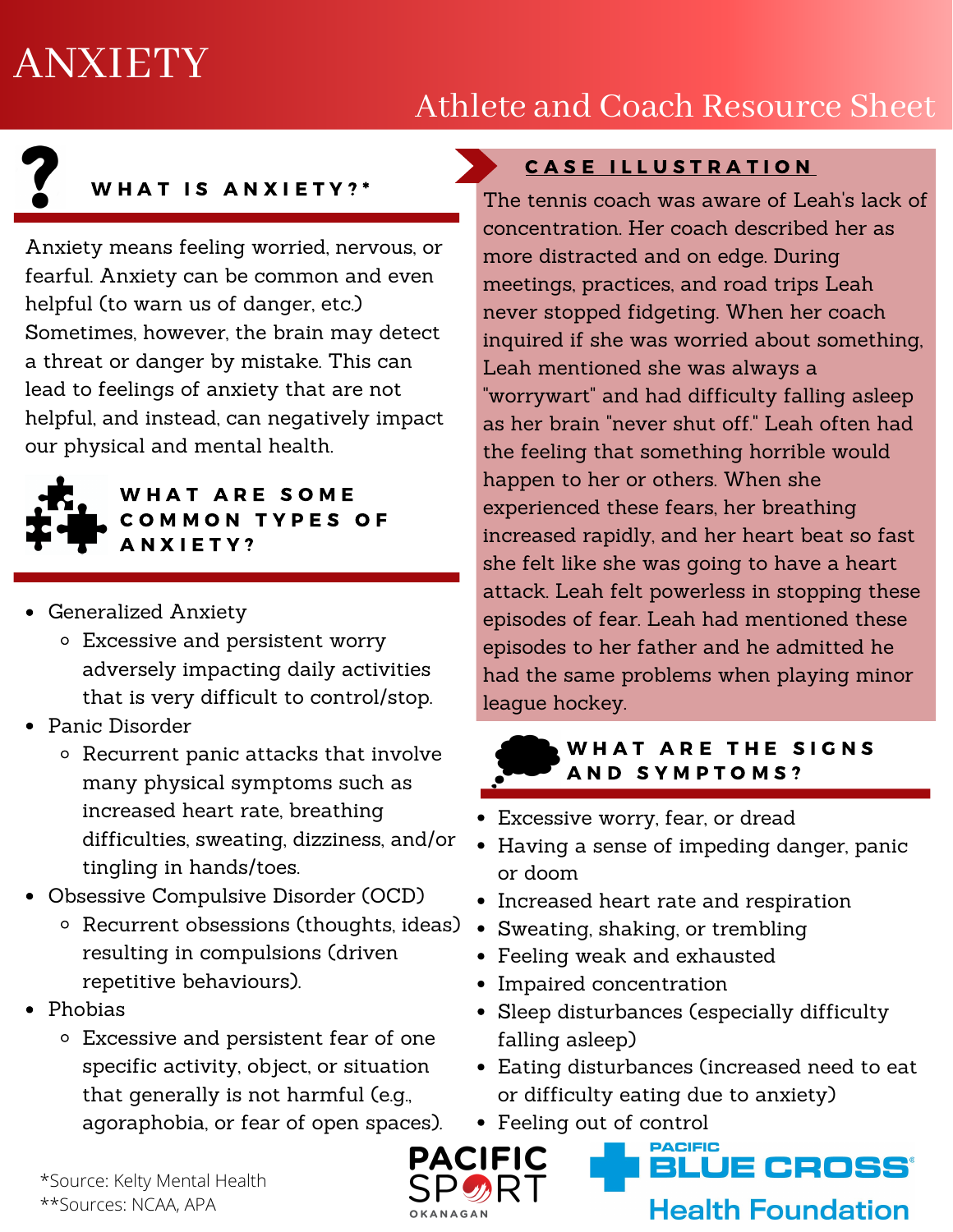# ANXIETY

## Athlete and Coach Resource Sheet

### WHAT IS ANXIETY?*

Anxiety means feeling worried, nervous, or fearful. Anxiety can be common and even helpful (to warn us of danger, etc.) Sometimes, however, the brain may detect a threat or danger by mistake. This can lead to feelings of anxiety that are not helpful, and instead, can negatively impact our physical and mental health.

### WHAT ARE SOME COMMON TYPES OF ANXIETY?

- Generalized Anxiety
  - Excessive and persistent worry adversely impacting daily activities that is very difficult to control/stop.
- Panic Disorder
  - Recurrent panic attacks that involve many physical symptoms such as increased heart rate, breathing difficulties, sweating, dizziness, and/or tingling in hands/toes.
- Obsessive Compulsive Disorder (OCD)
  - Recurrent obsessions (thoughts, ideas) resulting in compulsions (driven repetitive behaviours).
- Phobias
  - Excessive and persistent fear of one specific activity, object, or situation that generally is not harmful (e.g., agoraphobia, or fear of open spaces).

### CASE ILLUSTRATION

The tennis coach was aware of Leah's lack of concentration. Her coach described her as more distracted and on edge. During meetings, practices, and road trips Leah never stopped fidgeting. When her coach inquired if she was worried about something, Leah mentioned she was always a "worrywart" and had difficulty falling asleep as her brain "never shut off." Leah often had the feeling that something horrible would happen to her or others. When she experienced these fears, her breathing increased rapidly, and her heart beat so fast she felt like she was going to have a heart attack. Leah felt powerless in stopping these episodes of fear. Leah had mentioned these episodes to her father and he admitted he had the same problems when playing minor league hockey.

### WHAT ARE THE SIGNS AND SYMPTOMS?

- Excessive worry, fear, or dread
- Having a sense of impeding danger, panic or doom
- Increased heart rate and respiration
- Sweating, shaking, or trembling
- Feeling weak and exhausted
- Impaired concentration
- Sleep disturbances (especially difficulty falling asleep)
- Eating disturbances (increased need to eat or difficulty eating due to anxiety)
- Feeling out of control

*Source: Kelty Mental Health
**Sources: NCAA, APA

PACIFIC SPORT OKANAGAN

PACIFIC BLUE CROSS Health Foundation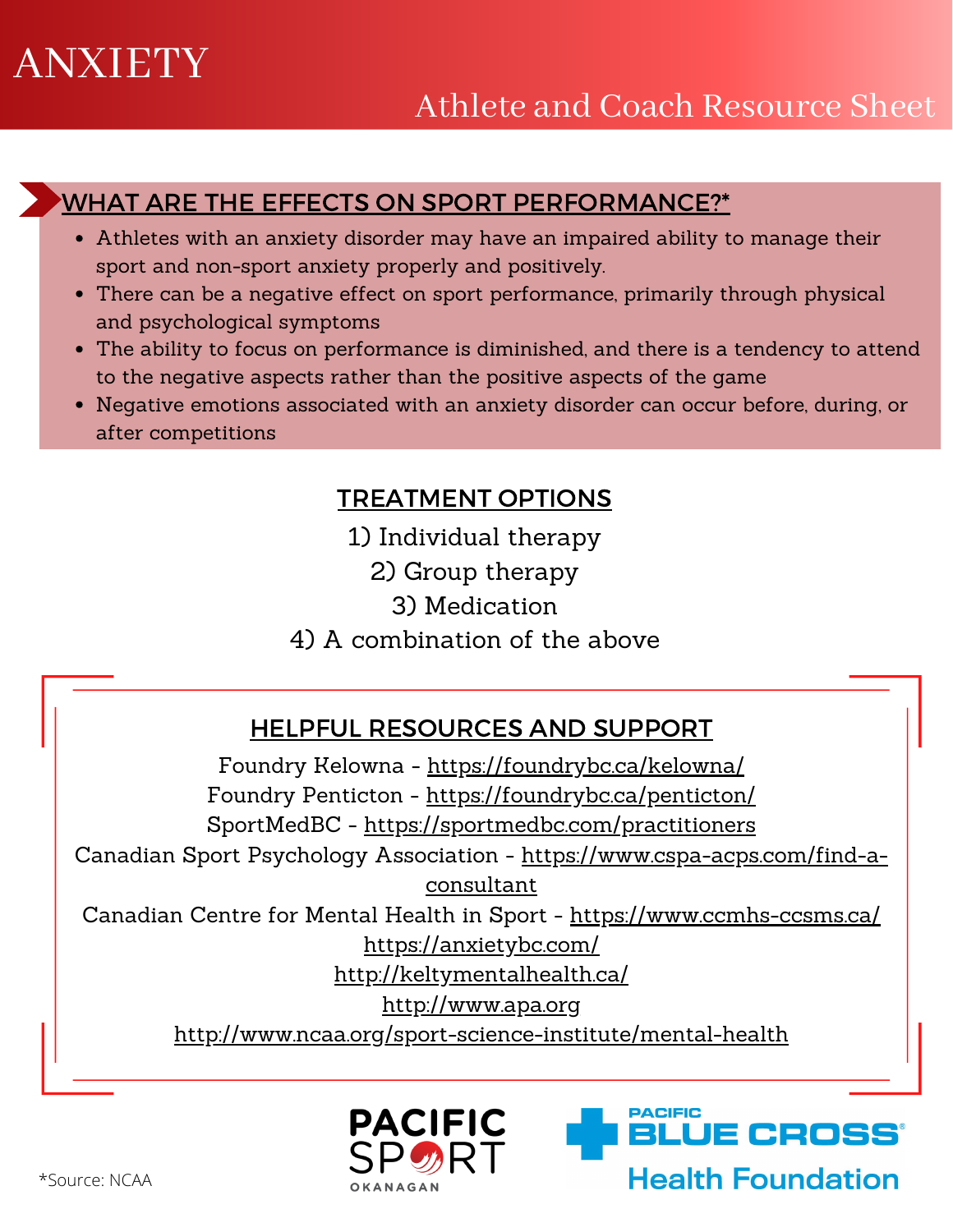# ANXIETY

## Athlete and Coach Resource Sheet

### WHAT ARE THE EFFECTS ON SPORT PERFORMANCE?*

- Athletes with an anxiety disorder may have an impaired ability to manage their sport and non-sport anxiety properly and positively.
- There can be a negative effect on sport performance, primarily through physical and psychological symptoms
- The ability to focus on performance is diminished, and there is a tendency to attend to the negative aspects rather than the positive aspects of the game
- Negative emotions associated with an anxiety disorder can occur before, during, or after competitions

### TREATMENT OPTIONS

1) Individual therapy
2) Group therapy
3) Medication
4) A combination of the above

### HELPFUL RESOURCES AND SUPPORT

Foundry Kelowna - https://foundrybc.ca/kelowna/
Foundry Penticton - https://foundrybc.ca/penticton/
SportMedBC - https://sportmedbc.com/practitioners
Canadian Sport Psychology Association - https://www.cspa-acps.com/find-a-consultant
Canadian Centre for Mental Health in Sport - https://www.ccmhs-ccsms.ca/
https://anxietybc.com/
http://keltymentalhealth.ca/
http://www.apa.org
http://www.ncaa.org/sport-science-institute/mental-health

PACIFIC SPORT OKANAGAN

PACIFIC BLUE CROSS Health Foundation

*Source: NCAA